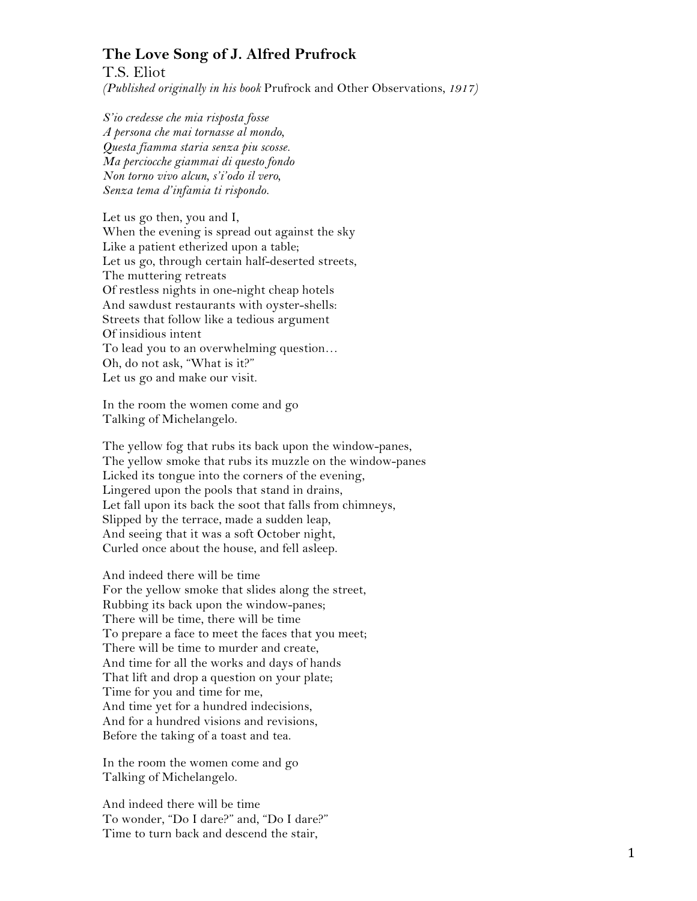# The Love Song of J. Alfred Prufrock

T.S. Eliot

*(Published originally in his book* Prufrock and Other Observations, *1917)*

*S'io credesse che mia risposta fosse*
*A persona che mai tornasse al mondo,*
*Questa fiamma staria senza piu scosse.*
*Ma perciocche giammai di questo fondo*
*Non torno vivo alcun, s'i'odo il vero,*
*Senza tema d'infamia ti rispondo.*

Let us go then, you and I,
When the evening is spread out against the sky
Like a patient etherized upon a table;
Let us go, through certain half-deserted streets,
The muttering retreats
Of restless nights in one-night cheap hotels
And sawdust restaurants with oyster-shells:
Streets that follow like a tedious argument
Of insidious intent
To lead you to an overwhelming question…
Oh, do not ask, "What is it?"
Let us go and make our visit.

In the room the women come and go
Talking of Michelangelo.

The yellow fog that rubs its back upon the window-panes,
The yellow smoke that rubs its muzzle on the window-panes
Licked its tongue into the corners of the evening,
Lingered upon the pools that stand in drains,
Let fall upon its back the soot that falls from chimneys,
Slipped by the terrace, made a sudden leap,
And seeing that it was a soft October night,
Curled once about the house, and fell asleep.

And indeed there will be time
For the yellow smoke that slides along the street,
Rubbing its back upon the window-panes;
There will be time, there will be time
To prepare a face to meet the faces that you meet;
There will be time to murder and create,
And time for all the works and days of hands
That lift and drop a question on your plate;
Time for you and time for me,
And time yet for a hundred indecisions,
And for a hundred visions and revisions,
Before the taking of a toast and tea.

In the room the women come and go
Talking of Michelangelo.

And indeed there will be time
To wonder, "Do I dare?" and, "Do I dare?"
Time to turn back and descend the stair,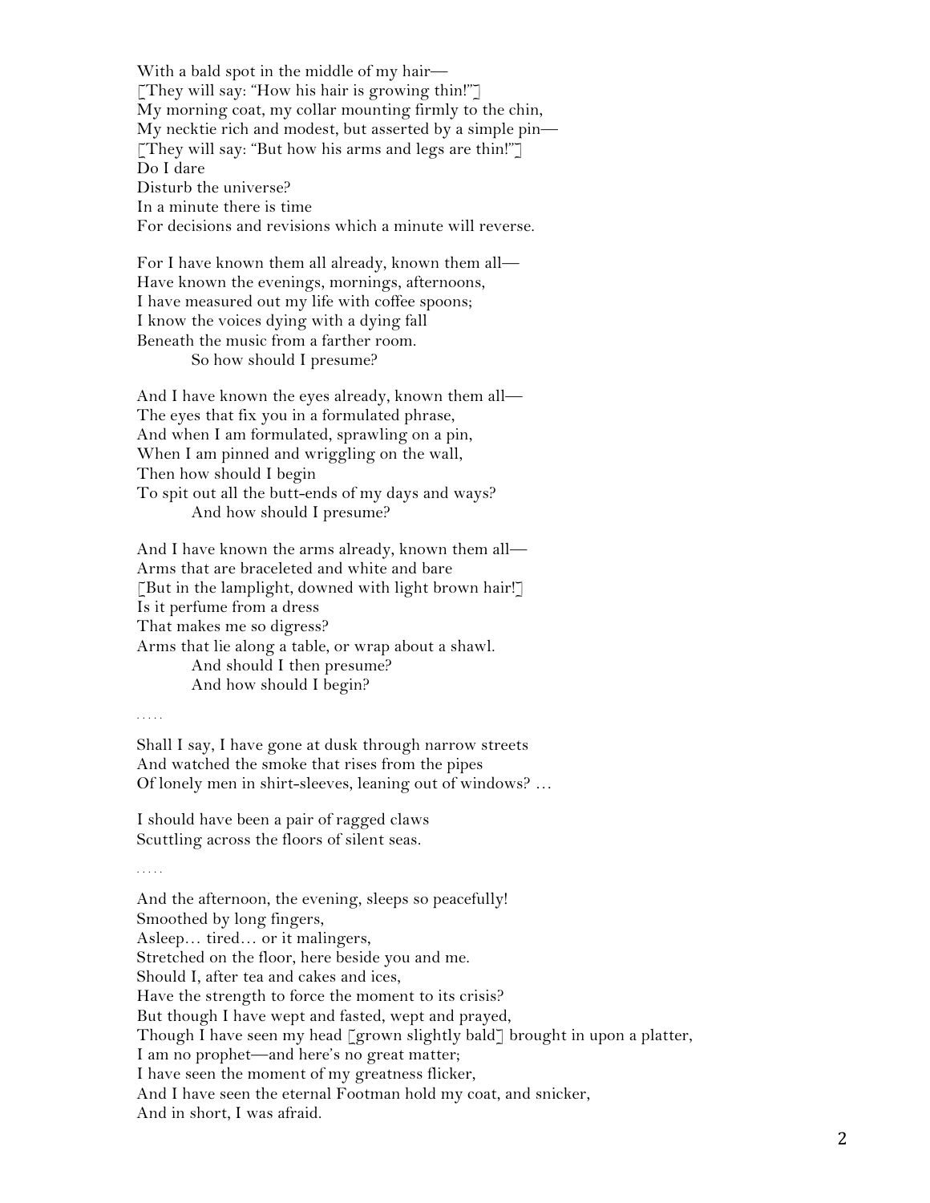With a bald spot in the middle of my hair—  
[They will say: "How his hair is growing thin!"]  
My morning coat, my collar mounting firmly to the chin,  
My necktie rich and modest, but asserted by a simple pin—  
[They will say: "But how his arms and legs are thin!"]  
Do I dare  
Disturb the universe?  
In a minute there is time  
For decisions and revisions which a minute will reverse.

For I have known them all already, known them all—  
Have known the evenings, mornings, afternoons,  
I have measured out my life with coffee spoons;  
I know the voices dying with a dying fall  
Beneath the music from a farther room.  
          So how should I presume?

And I have known the eyes already, known them all—  
The eyes that fix you in a formulated phrase,  
And when I am formulated, sprawling on a pin,  
When I am pinned and wriggling on the wall,  
Then how should I begin  
To spit out all the butt-ends of my days and ways?  
          And how should I presume?

And I have known the arms already, known them all—  
Arms that are braceleted and white and bare  
[But in the lamplight, downed with light brown hair!]  
Is it perfume from a dress  
That makes me so digress?  
Arms that lie along a table, or wrap about a shawl.  
          And should I then presume?  
          And how should I begin?

. . . . .

Shall I say, I have gone at dusk through narrow streets  
And watched the smoke that rises from the pipes  
Of lonely men in shirt-sleeves, leaning out of windows? …

I should have been a pair of ragged claws  
Scuttling across the floors of silent seas.

. . . . .

And the afternoon, the evening, sleeps so peacefully!  
Smoothed by long fingers,  
Asleep… tired… or it malingers,  
Stretched on the floor, here beside you and me.  
Should I, after tea and cakes and ices,  
Have the strength to force the moment to its crisis?  
But though I have wept and fasted, wept and prayed,  
Though I have seen my head [grown slightly bald] brought in upon a platter,  
I am no prophet—and here's no great matter;  
I have seen the moment of my greatness flicker,  
And I have seen the eternal Footman hold my coat, and snicker,  
And in short, I was afraid.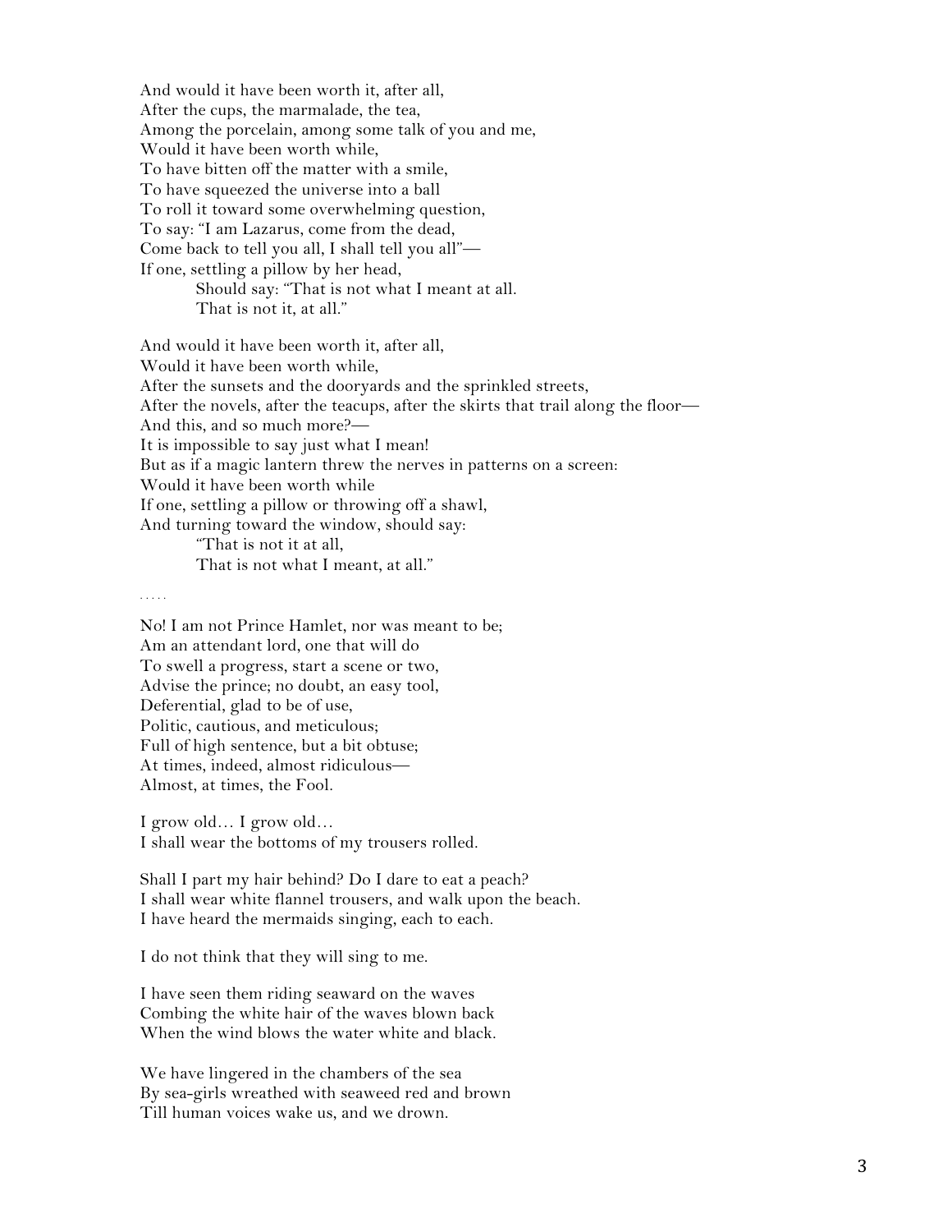And would it have been worth it, after all,  
After the cups, the marmalade, the tea,  
Among the porcelain, among some talk of you and me,  
Would it have been worth while,  
To have bitten off the matter with a smile,  
To have squeezed the universe into a ball  
To roll it toward some overwhelming question,  
To say: "I am Lazarus, come from the dead,  
Come back to tell you all, I shall tell you all"—  
If one, settling a pillow by her head,  
&nbsp;&nbsp;&nbsp;&nbsp;&nbsp;&nbsp;&nbsp;&nbsp;Should say: "That is not what I meant at all.  
&nbsp;&nbsp;&nbsp;&nbsp;&nbsp;&nbsp;&nbsp;&nbsp;That is not it, at all."

And would it have been worth it, after all,  
Would it have been worth while,  
After the sunsets and the dooryards and the sprinkled streets,  
After the novels, after the teacups, after the skirts that trail along the floor—  
And this, and so much more?—  
It is impossible to say just what I mean!  
But as if a magic lantern threw the nerves in patterns on a screen:  
Would it have been worth while  
If one, settling a pillow or throwing off a shawl,  
And turning toward the window, should say:  
&nbsp;&nbsp;&nbsp;&nbsp;&nbsp;&nbsp;&nbsp;&nbsp;"That is not it at all,  
&nbsp;&nbsp;&nbsp;&nbsp;&nbsp;&nbsp;&nbsp;&nbsp;That is not what I meant, at all."

. . . . .

No! I am not Prince Hamlet, nor was meant to be;  
Am an attendant lord, one that will do  
To swell a progress, start a scene or two,  
Advise the prince; no doubt, an easy tool,  
Deferential, glad to be of use,  
Politic, cautious, and meticulous;  
Full of high sentence, but a bit obtuse;  
At times, indeed, almost ridiculous—  
Almost, at times, the Fool.

I grow old… I grow old…  
I shall wear the bottoms of my trousers rolled.

Shall I part my hair behind? Do I dare to eat a peach?  
I shall wear white flannel trousers, and walk upon the beach.  
I have heard the mermaids singing, each to each.

I do not think that they will sing to me.

I have seen them riding seaward on the waves  
Combing the white hair of the waves blown back  
When the wind blows the water white and black.

We have lingered in the chambers of the sea  
By sea-girls wreathed with seaweed red and brown  
Till human voices wake us, and we drown.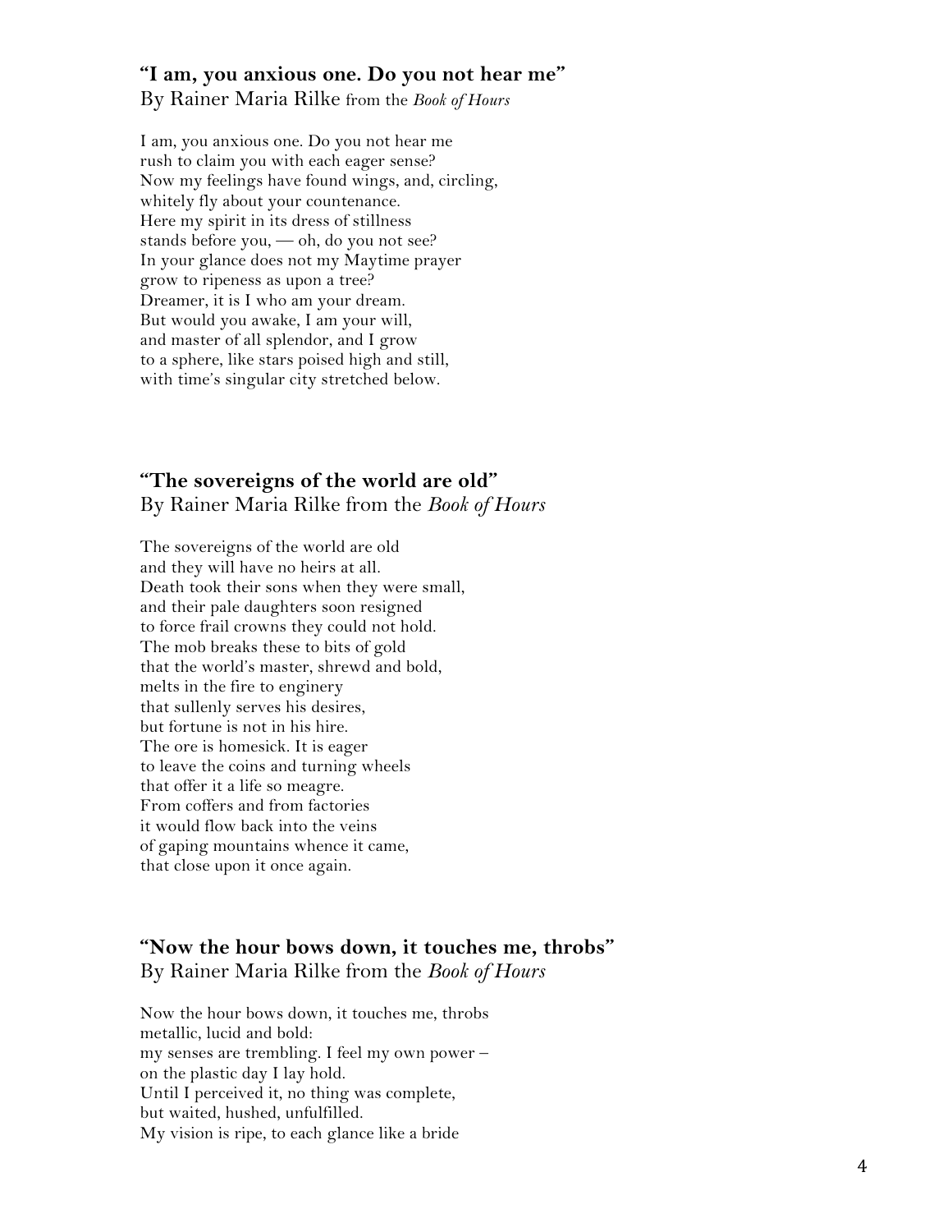### "I am, you anxious one. Do you not hear me"

By Rainer Maria Rilke from the *Book of Hours*

I am, you anxious one. Do you not hear me
rush to claim you with each eager sense?
Now my feelings have found wings, and, circling,
whitely fly about your countenance.
Here my spirit in its dress of stillness
stands before you, — oh, do you not see?
In your glance does not my Maytime prayer
grow to ripeness as upon a tree?
Dreamer, it is I who am your dream.
But would you awake, I am your will,
and master of all splendor, and I grow
to a sphere, like stars poised high and still,
with time's singular city stretched below.

### "The sovereigns of the world are old"

By Rainer Maria Rilke from the *Book of Hours*

The sovereigns of the world are old
and they will have no heirs at all.
Death took their sons when they were small,
and their pale daughters soon resigned
to force frail crowns they could not hold.
The mob breaks these to bits of gold
that the world's master, shrewd and bold,
melts in the fire to enginery
that sullenly serves his desires,
but fortune is not in his hire.
The ore is homesick. It is eager
to leave the coins and turning wheels
that offer it a life so meagre.
From coffers and from factories
it would flow back into the veins
of gaping mountains whence it came,
that close upon it once again.

### "Now the hour bows down, it touches me, throbs"

By Rainer Maria Rilke from the *Book of Hours*

Now the hour bows down, it touches me, throbs
metallic, lucid and bold:
my senses are trembling. I feel my own power –
on the plastic day I lay hold.
Until I perceived it, no thing was complete,
but waited, hushed, unfulfilled.
My vision is ripe, to each glance like a bride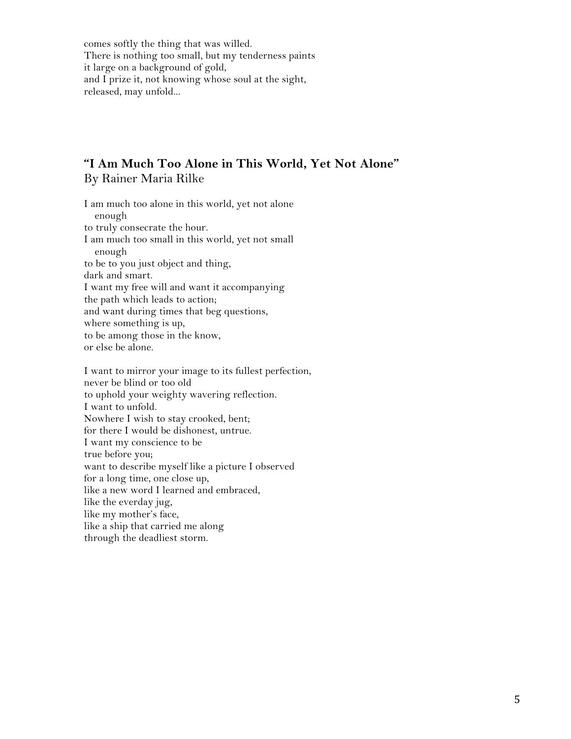comes softly the thing that was willed.
There is nothing too small, but my tenderness paints
it large on a background of gold,
and I prize it, not knowing whose soul at the sight,
released, may unfold...

### **"I Am Much Too Alone in This World, Yet Not Alone"**
By Rainer Maria Rilke

I am much too alone in this world, yet not alone
  enough
to truly consecrate the hour.
I am much too small in this world, yet not small
  enough
to be to you just object and thing,
dark and smart.
I want my free will and want it accompanying
the path which leads to action;
and want during times that beg questions,
where something is up,
to be among those in the know,
or else be alone.

I want to mirror your image to its fullest perfection,
never be blind or too old
to uphold your weighty wavering reflection.
I want to unfold.
Nowhere I wish to stay crooked, bent;
for there I would be dishonest, untrue.
I want my conscience to be
true before you;
want to describe myself like a picture I observed
for a long time, one close up,
like a new word I learned and embraced,
like the everday jug,
like my mother's face,
like a ship that carried me along
through the deadliest storm.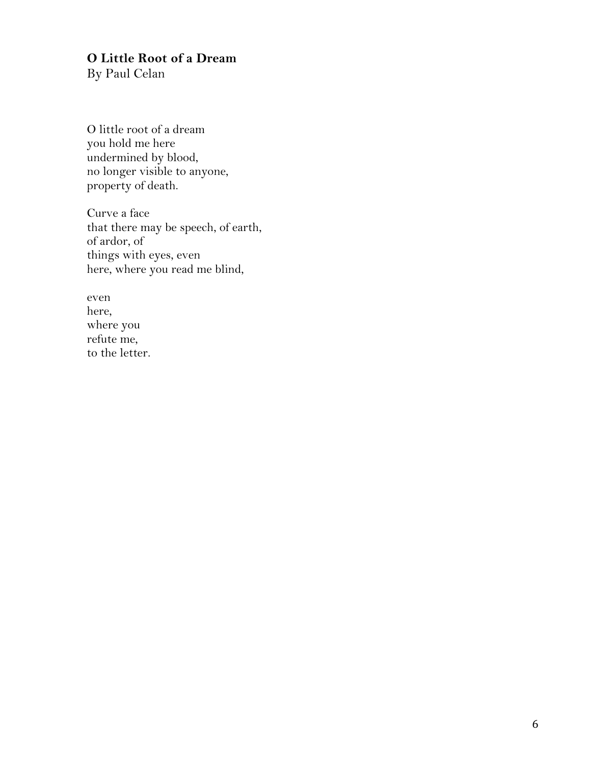**O Little Root of a Dream**
By Paul Celan

O little root of a dream
you hold me here
undermined by blood,
no longer visible to anyone,
property of death.

Curve a face
that there may be speech, of earth,
of ardor, of
things with eyes, even
here, where you read me blind,

even
here,
where you
refute me,
to the letter.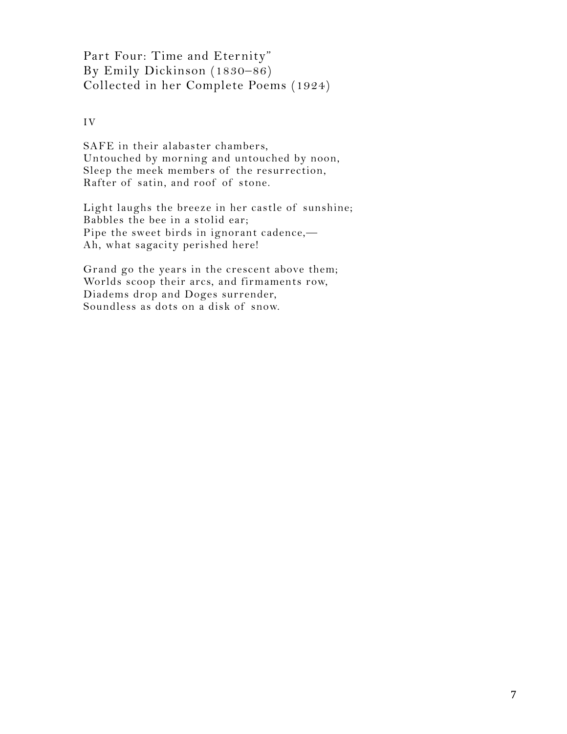Part Four: Time and Eternity"
By Emily Dickinson (1830–86)
Collected in her Complete Poems (1924)

IV

SAFE in their alabaster chambers,
Untouched by morning and untouched by noon,
Sleep the meek members of the resurrection,
Rafter of satin, and roof of stone.

Light laughs the breeze in her castle of sunshine;
Babbles the bee in a stolid ear;
Pipe the sweet birds in ignorant cadence,—
Ah, what sagacity perished here!

Grand go the years in the crescent above them;
Worlds scoop their arcs, and firmaments row,
Diadems drop and Doges surrender,
Soundless as dots on a disk of snow.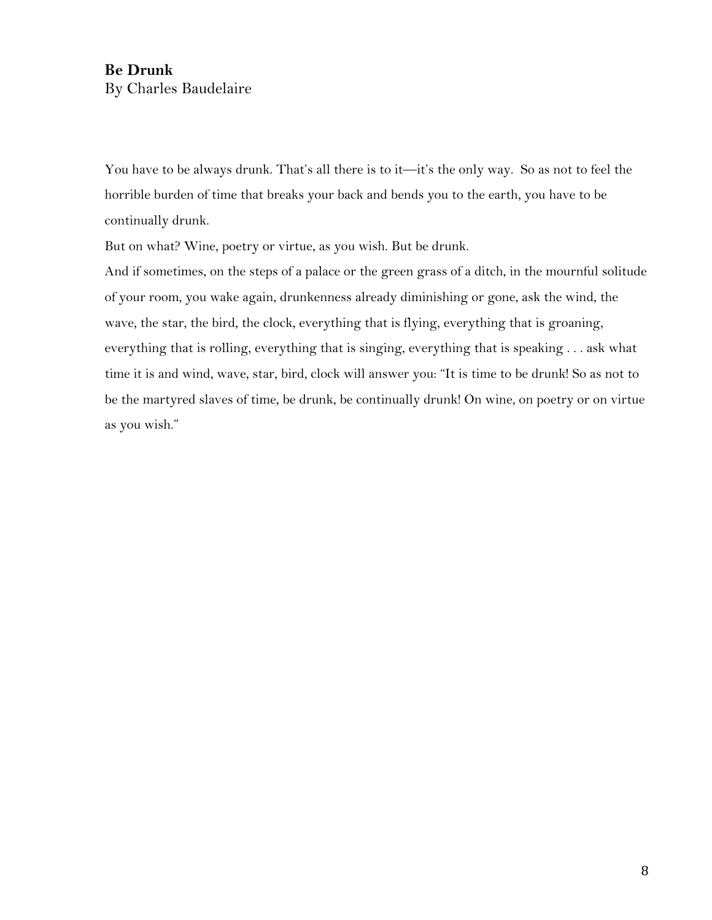**Be Drunk**
By Charles Baudelaire

You have to be always drunk. That's all there is to it—it's the only way.  So as not to feel the horrible burden of time that breaks your back and bends you to the earth, you have to be continually drunk.

But on what? Wine, poetry or virtue, as you wish. But be drunk.

And if sometimes, on the steps of a palace or the green grass of a ditch, in the mournful solitude of your room, you wake again, drunkenness already diminishing or gone, ask the wind, the wave, the star, the bird, the clock, everything that is flying, everything that is groaning, everything that is rolling, everything that is singing, everything that is speaking . . . ask what time it is and wind, wave, star, bird, clock will answer you: "It is time to be drunk! So as not to be the martyred slaves of time, be drunk, be continually drunk! On wine, on poetry or on virtue as you wish."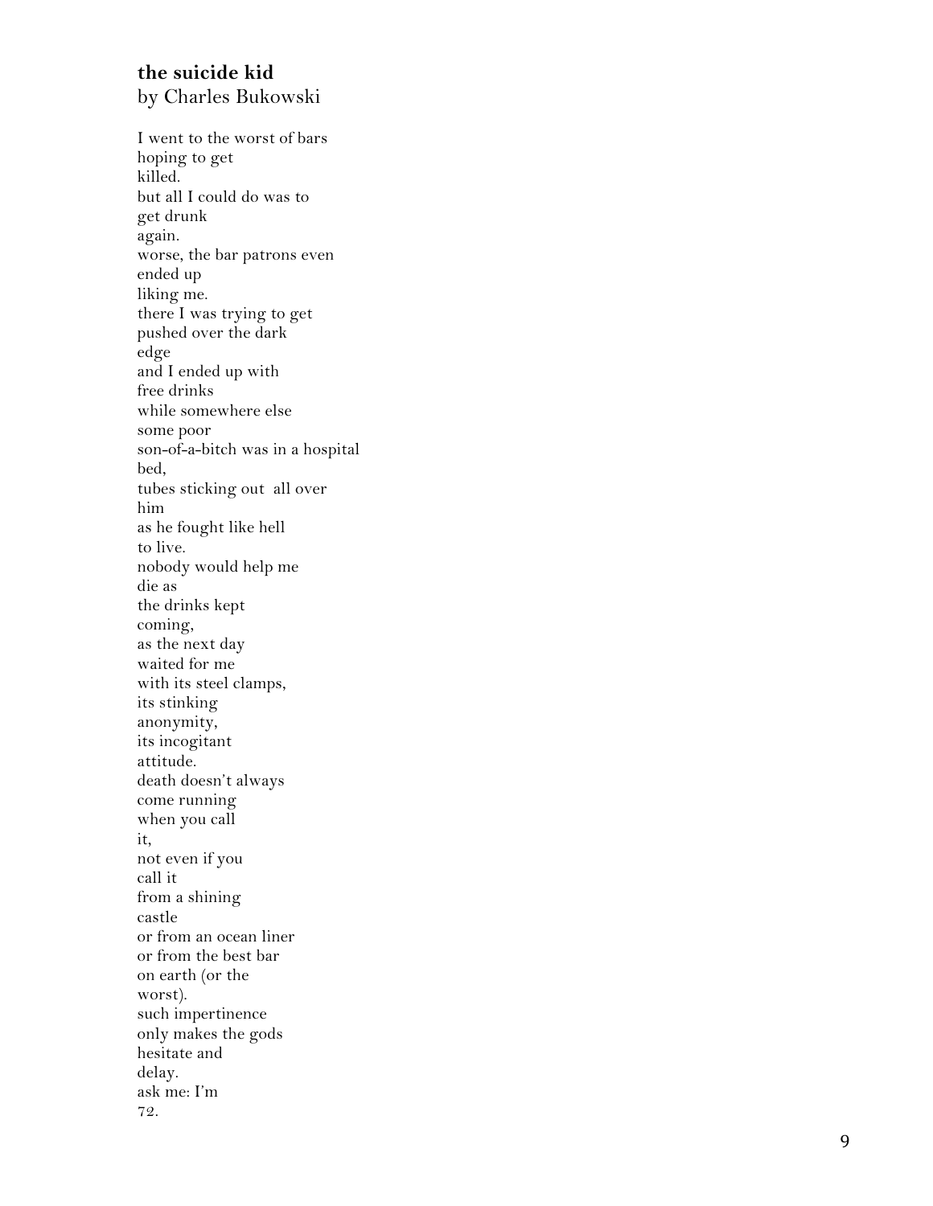**the suicide kid**
by Charles Bukowski

I went to the worst of bars
hoping to get
killed.
but all I could do was to
get drunk
again.
worse, the bar patrons even
ended up
liking me.
there I was trying to get
pushed over the dark
edge
and I ended up with
free drinks
while somewhere else
some poor
son-of-a-bitch was in a hospital
bed,
tubes sticking out  all over
him
as he fought like hell
to live.
nobody would help me
die as
the drinks kept
coming,
as the next day
waited for me
with its steel clamps,
its stinking
anonymity,
its incogitant
attitude.
death doesn't always
come running
when you call
it,
not even if you
call it
from a shining
castle
or from an ocean liner
or from the best bar
on earth (or the
worst).
such impertinence
only makes the gods
hesitate and
delay.
ask me: I'm
72.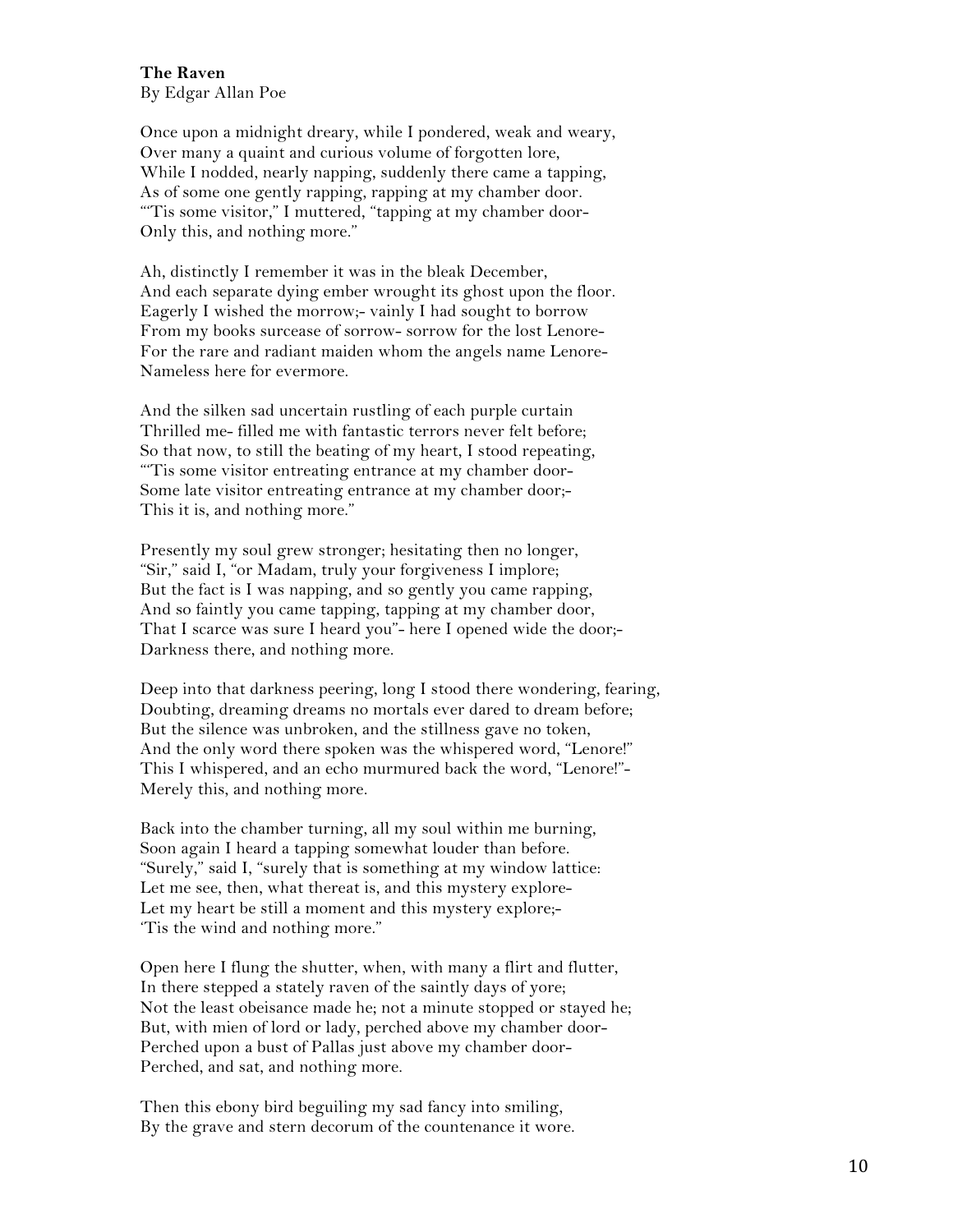**The Raven**
By Edgar Allan Poe

Once upon a midnight dreary, while I pondered, weak and weary,
Over many a quaint and curious volume of forgotten lore,
While I nodded, nearly napping, suddenly there came a tapping,
As of some one gently rapping, rapping at my chamber door.
"'Tis some visitor," I muttered, "tapping at my chamber door-
Only this, and nothing more."

Ah, distinctly I remember it was in the bleak December,
And each separate dying ember wrought its ghost upon the floor.
Eagerly I wished the morrow;- vainly I had sought to borrow
From my books surcease of sorrow- sorrow for the lost Lenore-
For the rare and radiant maiden whom the angels name Lenore-
Nameless here for evermore.

And the silken sad uncertain rustling of each purple curtain
Thrilled me- filled me with fantastic terrors never felt before;
So that now, to still the beating of my heart, I stood repeating,
"'Tis some visitor entreating entrance at my chamber door-
Some late visitor entreating entrance at my chamber door;-
This it is, and nothing more."

Presently my soul grew stronger; hesitating then no longer,
"Sir," said I, "or Madam, truly your forgiveness I implore;
But the fact is I was napping, and so gently you came rapping,
And so faintly you came tapping, tapping at my chamber door,
That I scarce was sure I heard you"- here I opened wide the door;-
Darkness there, and nothing more.

Deep into that darkness peering, long I stood there wondering, fearing,
Doubting, dreaming dreams no mortals ever dared to dream before;
But the silence was unbroken, and the stillness gave no token,
And the only word there spoken was the whispered word, "Lenore!"
This I whispered, and an echo murmured back the word, "Lenore!"-
Merely this, and nothing more.

Back into the chamber turning, all my soul within me burning,
Soon again I heard a tapping somewhat louder than before.
"Surely," said I, "surely that is something at my window lattice:
Let me see, then, what thereat is, and this mystery explore-
Let my heart be still a moment and this mystery explore;-
'Tis the wind and nothing more."

Open here I flung the shutter, when, with many a flirt and flutter,
In there stepped a stately raven of the saintly days of yore;
Not the least obeisance made he; not a minute stopped or stayed he;
But, with mien of lord or lady, perched above my chamber door-
Perched upon a bust of Pallas just above my chamber door-
Perched, and sat, and nothing more.

Then this ebony bird beguiling my sad fancy into smiling,
By the grave and stern decorum of the countenance it wore.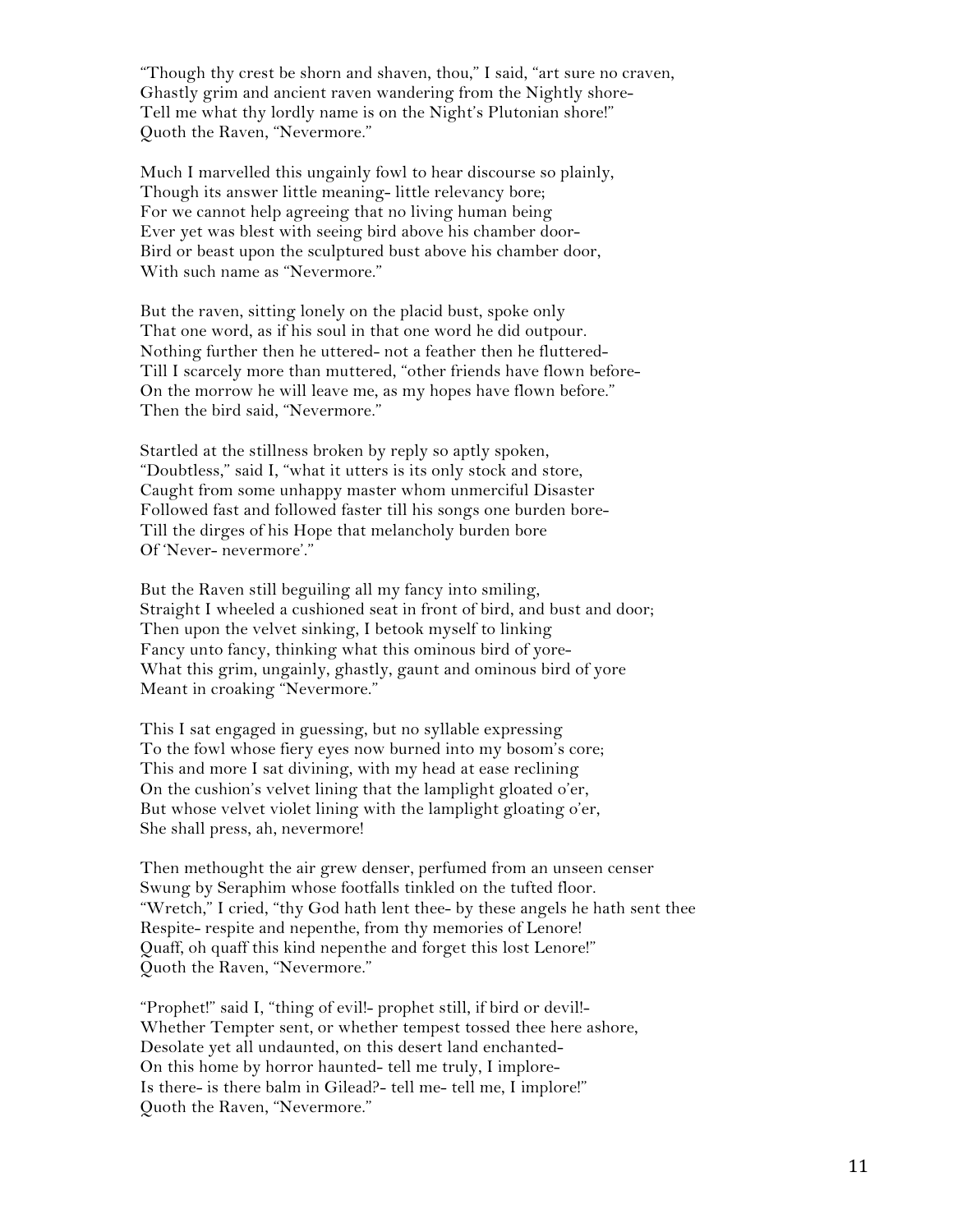"Though thy crest be shorn and shaven, thou," I said, "art sure no craven,
Ghastly grim and ancient raven wandering from the Nightly shore-
Tell me what thy lordly name is on the Night's Plutonian shore!"
Quoth the Raven, "Nevermore."

Much I marvelled this ungainly fowl to hear discourse so plainly,
Though its answer little meaning- little relevancy bore;
For we cannot help agreeing that no living human being
Ever yet was blest with seeing bird above his chamber door-
Bird or beast upon the sculptured bust above his chamber door,
With such name as "Nevermore."

But the raven, sitting lonely on the placid bust, spoke only
That one word, as if his soul in that one word he did outpour.
Nothing further then he uttered- not a feather then he fluttered-
Till I scarcely more than muttered, "other friends have flown before-
On the morrow he will leave me, as my hopes have flown before."
Then the bird said, "Nevermore."

Startled at the stillness broken by reply so aptly spoken,
"Doubtless," said I, "what it utters is its only stock and store,
Caught from some unhappy master whom unmerciful Disaster
Followed fast and followed faster till his songs one burden bore-
Till the dirges of his Hope that melancholy burden bore
Of 'Never- nevermore'."

But the Raven still beguiling all my fancy into smiling,
Straight I wheeled a cushioned seat in front of bird, and bust and door;
Then upon the velvet sinking, I betook myself to linking
Fancy unto fancy, thinking what this ominous bird of yore-
What this grim, ungainly, ghastly, gaunt and ominous bird of yore
Meant in croaking "Nevermore."

This I sat engaged in guessing, but no syllable expressing
To the fowl whose fiery eyes now burned into my bosom's core;
This and more I sat divining, with my head at ease reclining
On the cushion's velvet lining that the lamplight gloated o'er,
But whose velvet violet lining with the lamplight gloating o'er,
She shall press, ah, nevermore!

Then methought the air grew denser, perfumed from an unseen censer
Swung by Seraphim whose footfalls tinkled on the tufted floor.
"Wretch," I cried, "thy God hath lent thee- by these angels he hath sent thee
Respite- respite and nepenthe, from thy memories of Lenore!
Quaff, oh quaff this kind nepenthe and forget this lost Lenore!"
Quoth the Raven, "Nevermore."

"Prophet!" said I, "thing of evil!- prophet still, if bird or devil!-
Whether Tempter sent, or whether tempest tossed thee here ashore,
Desolate yet all undaunted, on this desert land enchanted-
On this home by horror haunted- tell me truly, I implore-
Is there- is there balm in Gilead?- tell me- tell me, I implore!"
Quoth the Raven, "Nevermore."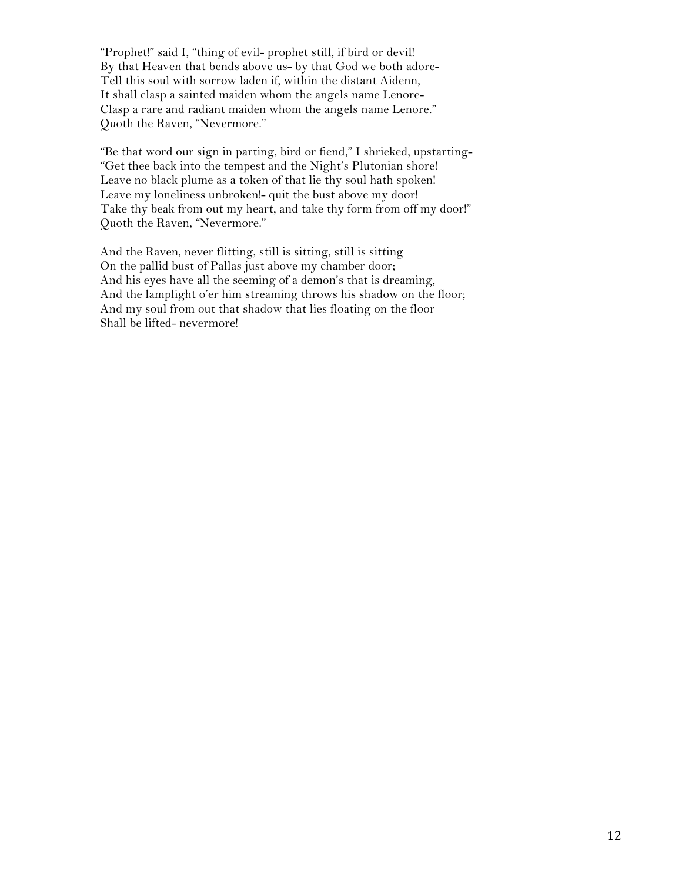"Prophet!" said I, "thing of evil- prophet still, if bird or devil!  
By that Heaven that bends above us- by that God we both adore-  
Tell this soul with sorrow laden if, within the distant Aidenn,  
It shall clasp a sainted maiden whom the angels name Lenore-  
Clasp a rare and radiant maiden whom the angels name Lenore."  
Quoth the Raven, "Nevermore."

"Be that word our sign in parting, bird or fiend," I shrieked, upstarting-  
"Get thee back into the tempest and the Night's Plutonian shore!  
Leave no black plume as a token of that lie thy soul hath spoken!  
Leave my loneliness unbroken!- quit the bust above my door!  
Take thy beak from out my heart, and take thy form from off my door!"  
Quoth the Raven, "Nevermore."

And the Raven, never flitting, still is sitting, still is sitting  
On the pallid bust of Pallas just above my chamber door;  
And his eyes have all the seeming of a demon's that is dreaming,  
And the lamplight o'er him streaming throws his shadow on the floor;  
And my soul from out that shadow that lies floating on the floor  
Shall be lifted- nevermore!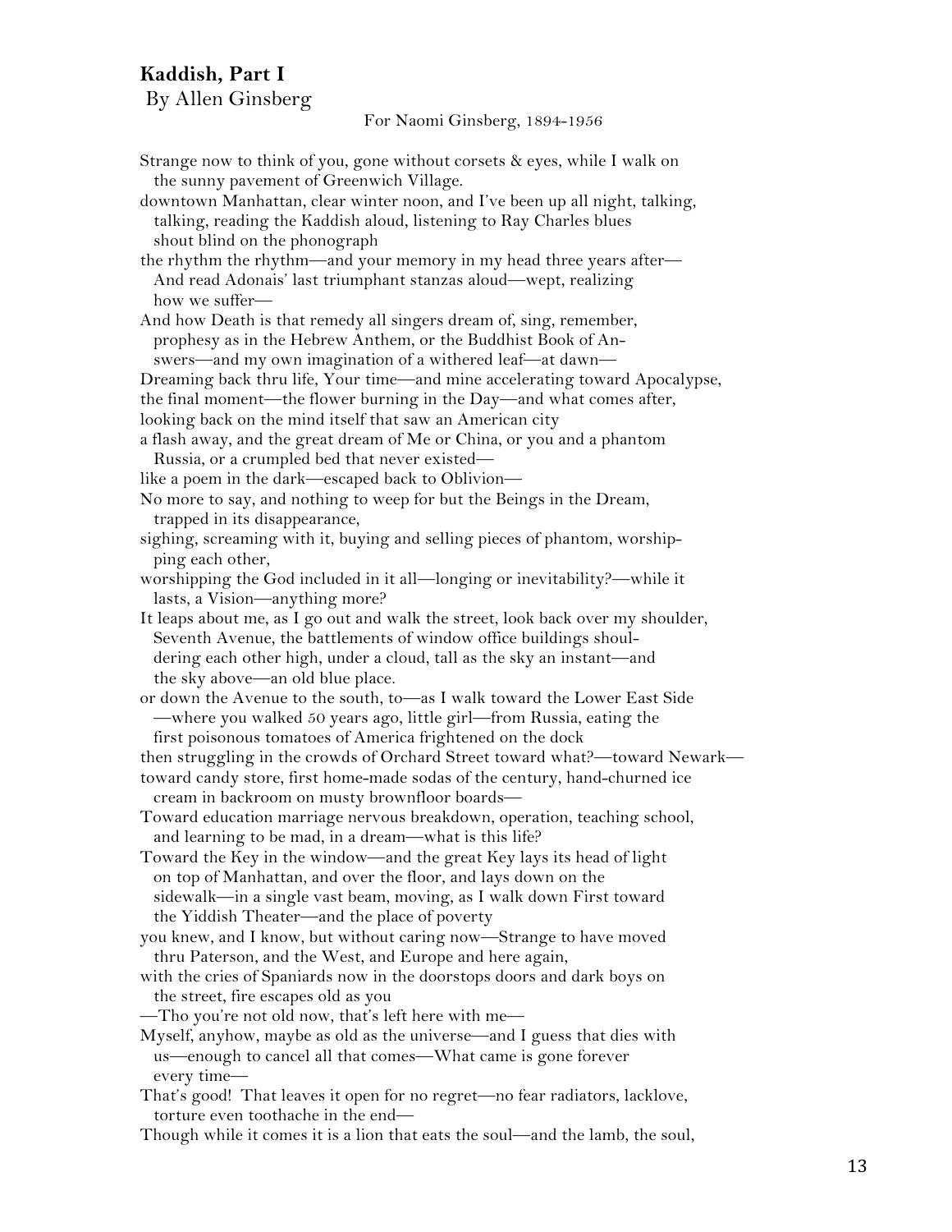**Kaddish, Part I**

By Allen Ginsberg

For Naomi Ginsberg, 1894-1956

Strange now to think of you, gone without corsets & eyes, while I walk on
the sunny pavement of Greenwich Village.
downtown Manhattan, clear winter noon, and I've been up all night, talking,
talking, reading the Kaddish aloud, listening to Ray Charles blues
shout blind on the phonograph
the rhythm the rhythm—and your memory in my head three years after—
And read Adonais' last triumphant stanzas aloud—wept, realizing
how we suffer—
And how Death is that remedy all singers dream of, sing, remember,
prophesy as in the Hebrew Anthem, or the Buddhist Book of An-
swers—and my own imagination of a withered leaf—at dawn—
Dreaming back thru life, Your time—and mine accelerating toward Apocalypse,
the final moment—the flower burning in the Day—and what comes after,
looking back on the mind itself that saw an American city
a flash away, and the great dream of Me or China, or you and a phantom
Russia, or a crumpled bed that never existed—
like a poem in the dark—escaped back to Oblivion—
No more to say, and nothing to weep for but the Beings in the Dream,
trapped in its disappearance,
sighing, screaming with it, buying and selling pieces of phantom, worship-
ping each other,
worshipping the God included in it all—longing or inevitability?—while it
lasts, a Vision—anything more?
It leaps about me, as I go out and walk the street, look back over my shoulder,
Seventh Avenue, the battlements of window office buildings shoul-
dering each other high, under a cloud, tall as the sky an instant—and
the sky above—an old blue place.
or down the Avenue to the south, to—as I walk toward the Lower East Side
—where you walked 50 years ago, little girl—from Russia, eating the
first poisonous tomatoes of America frightened on the dock
then struggling in the crowds of Orchard Street toward what?—toward Newark—
toward candy store, first home-made sodas of the century, hand-churned ice
cream in backroom on musty brownfloor boards—
Toward education marriage nervous breakdown, operation, teaching school,
and learning to be mad, in a dream—what is this life?
Toward the Key in the window—and the great Key lays its head of light
on top of Manhattan, and over the floor, and lays down on the
sidewalk—in a single vast beam, moving, as I walk down First toward
the Yiddish Theater—and the place of poverty
you knew, and I know, but without caring now—Strange to have moved
thru Paterson, and the West, and Europe and here again,
with the cries of Spaniards now in the doorstops doors and dark boys on
the street, fire escapes old as you
—Tho you're not old now, that's left here with me—
Myself, anyhow, maybe as old as the universe—and I guess that dies with
us—enough to cancel all that comes—What came is gone forever
every time—
That's good! That leaves it open for no regret—no fear radiators, lacklove,
torture even toothache in the end—
Though while it comes it is a lion that eats the soul—and the lamb, the soul,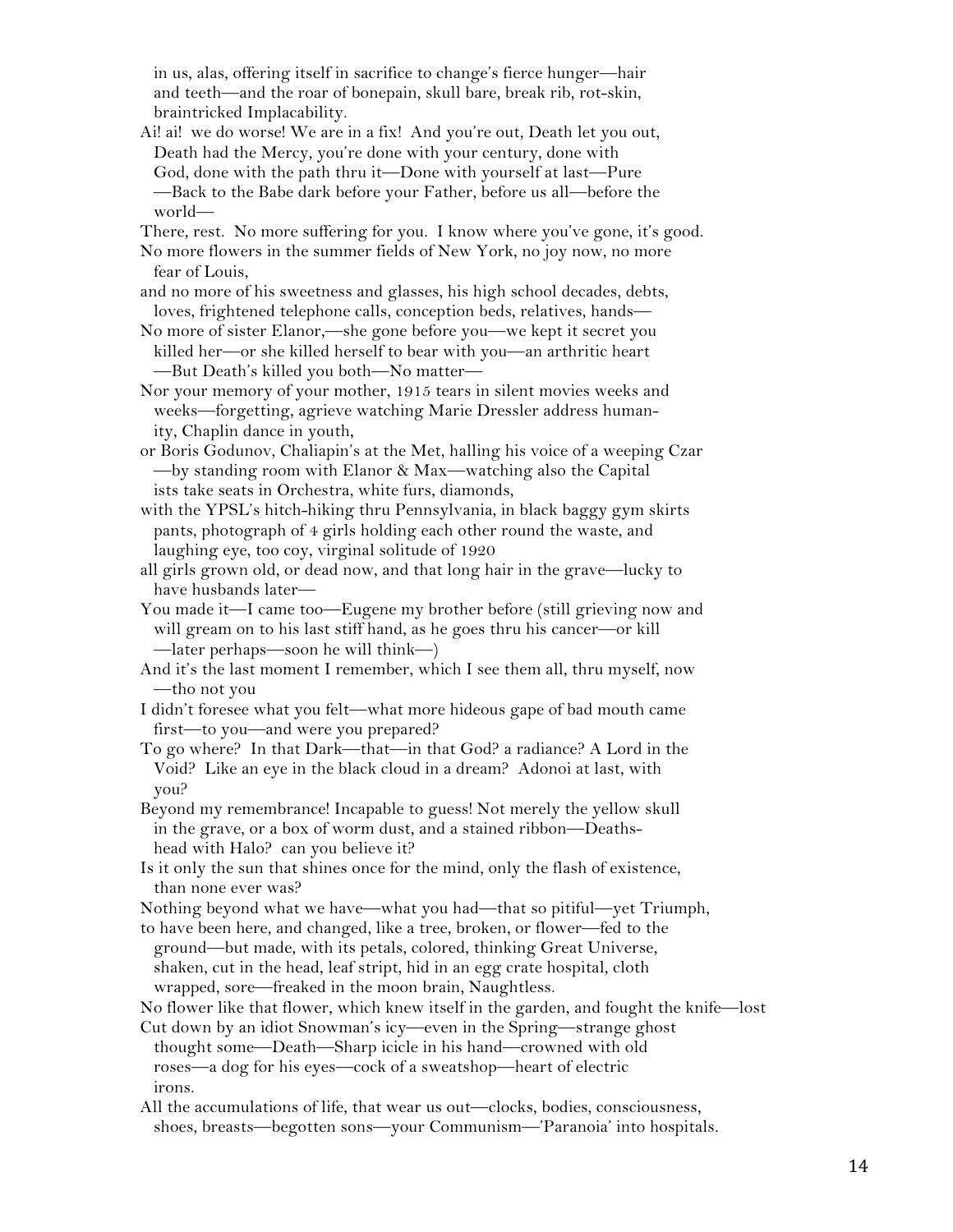in us, alas, offering itself in sacrifice to change's fierce hunger—hair and teeth—and the roar of bonepain, skull bare, break rib, rot-skin, braintricked Implacability.

Ai! ai! we do worse! We are in a fix! And you're out, Death let you out, Death had the Mercy, you're done with your century, done with God, done with the path thru it—Done with yourself at last—Pure —Back to the Babe dark before your Father, before us all—before the world—

There, rest. No more suffering for you. I know where you've gone, it's good.

No more flowers in the summer fields of New York, no joy now, no more fear of Louis,

and no more of his sweetness and glasses, his high school decades, debts, loves, frightened telephone calls, conception beds, relatives, hands—

No more of sister Elanor,—she gone before you—we kept it secret you killed her—or she killed herself to bear with you—an arthritic heart —But Death's killed you both—No matter—

Nor your memory of your mother, 1915 tears in silent movies weeks and weeks—forgetting, agrieve watching Marie Dressler address humanity, Chaplin dance in youth,

or Boris Godunov, Chaliapin's at the Met, halling his voice of a weeping Czar —by standing room with Elanor & Max—watching also the Capitalists take seats in Orchestra, white furs, diamonds,

with the YPSL's hitch-hiking thru Pennsylvania, in black baggy gym skirts pants, photograph of 4 girls holding each other round the waste, and laughing eye, too coy, virginal solitude of 1920

all girls grown old, or dead now, and that long hair in the grave—lucky to have husbands later—

You made it—I came too—Eugene my brother before (still grieving now and will gream on to his last stiff hand, as he goes thru his cancer—or kill —later perhaps—soon he will think—)

And it's the last moment I remember, which I see them all, thru myself, now —tho not you

I didn't foresee what you felt—what more hideous gape of bad mouth came first—to you—and were you prepared?

To go where? In that Dark—that—in that God? a radiance? A Lord in the Void? Like an eye in the black cloud in a dream? Adonoi at last, with you?

Beyond my remembrance! Incapable to guess! Not merely the yellow skull in the grave, or a box of worm dust, and a stained ribbon—Deathshead with Halo? can you believe it?

Is it only the sun that shines once for the mind, only the flash of existence, than none ever was?

Nothing beyond what we have—what you had—that so pitiful—yet Triumph,

to have been here, and changed, like a tree, broken, or flower—fed to the ground—but made, with its petals, colored, thinking Great Universe, shaken, cut in the head, leaf stript, hid in an egg crate hospital, cloth wrapped, sore—freaked in the moon brain, Naughtless.

No flower like that flower, which knew itself in the garden, and fought the knife—lost

Cut down by an idiot Snowman's icy—even in the Spring—strange ghost thought some—Death—Sharp icicle in his hand—crowned with old roses—a dog for his eyes—cock of a sweatshop—heart of electric irons.

All the accumulations of life, that wear us out—clocks, bodies, consciousness, shoes, breasts—begotten sons—your Communism—'Paranoia' into hospitals.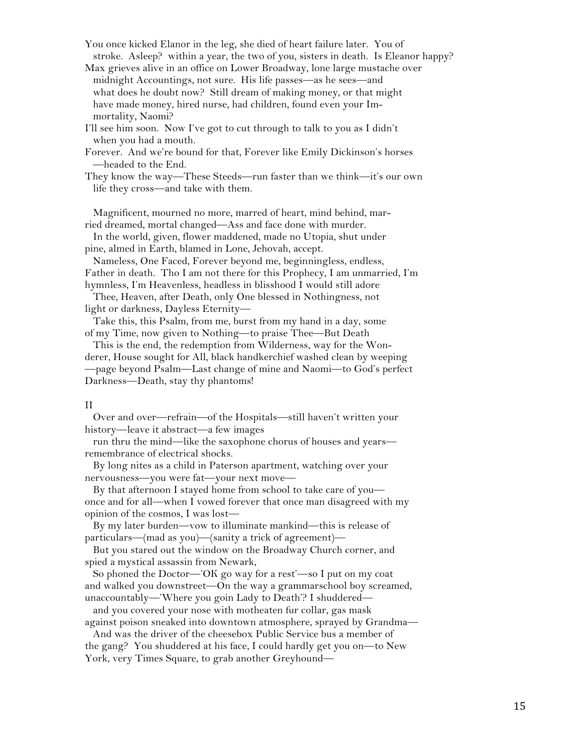You once kicked Elanor in the leg, she died of heart failure later. You of stroke. Asleep? within a year, the two of you, sisters in death. Is Eleanor happy?

Max grieves alive in an office on Lower Broadway, lone large mustache over midnight Accountings, not sure. His life passes—as he sees—and what does he doubt now? Still dream of making money, or that might have made money, hired nurse, had children, found even your Immortality, Naomi?

I'll see him soon. Now I've got to cut through to talk to you as I didn't when you had a mouth.

Forever. And we're bound for that, Forever like Emily Dickinson's horses —headed to the End.

They know the way—These Steeds—run faster than we think—it's our own life they cross—and take with them.

Magnificent, mourned no more, marred of heart, mind behind, married dreamed, mortal changed—Ass and face done with murder.

In the world, given, flower maddened, made no Utopia, shut under pine, almed in Earth, blamed in Lone, Jehovah, accept.

Nameless, One Faced, Forever beyond me, beginningless, endless, Father in death. Tho I am not there for this Prophecy, I am unmarried, I'm hymnless, I'm Heavenless, headless in blisshood I would still adore

Thee, Heaven, after Death, only One blessed in Nothingness, not light or darkness, Dayless Eternity—

Take this, this Psalm, from me, burst from my hand in a day, some of my Time, now given to Nothing—to praise Thee—But Death

This is the end, the redemption from Wilderness, way for the Wonderer, House sought for All, black handkerchief washed clean by weeping —page beyond Psalm—Last change of mine and Naomi—to God's perfect Darkness—Death, stay thy phantoms!

II

Over and over—refrain—of the Hospitals—still haven't written your history—leave it abstract—a few images

run thru the mind—like the saxophone chorus of houses and years—remembrance of electrical shocks.

By long nites as a child in Paterson apartment, watching over your nervousness—you were fat—your next move—

By that afternoon I stayed home from school to take care of you—once and for all—when I vowed forever that once man disagreed with my opinion of the cosmos, I was lost—

By my later burden—vow to illuminate mankind—this is release of particulars—(mad as you)—(sanity a trick of agreement)—

But you stared out the window on the Broadway Church corner, and spied a mystical assassin from Newark,

So phoned the Doctor—'OK go way for a rest'—so I put on my coat and walked you downstreet—On the way a grammarschool boy screamed, unaccountably—'Where you goin Lady to Death'? I shuddered—

and you covered your nose with motheaten fur collar, gas mask against poison sneaked into downtown atmosphere, sprayed by Grandma—

And was the driver of the cheesebox Public Service bus a member of the gang? You shuddered at his face, I could hardly get you on—to New York, very Times Square, to grab another Greyhound—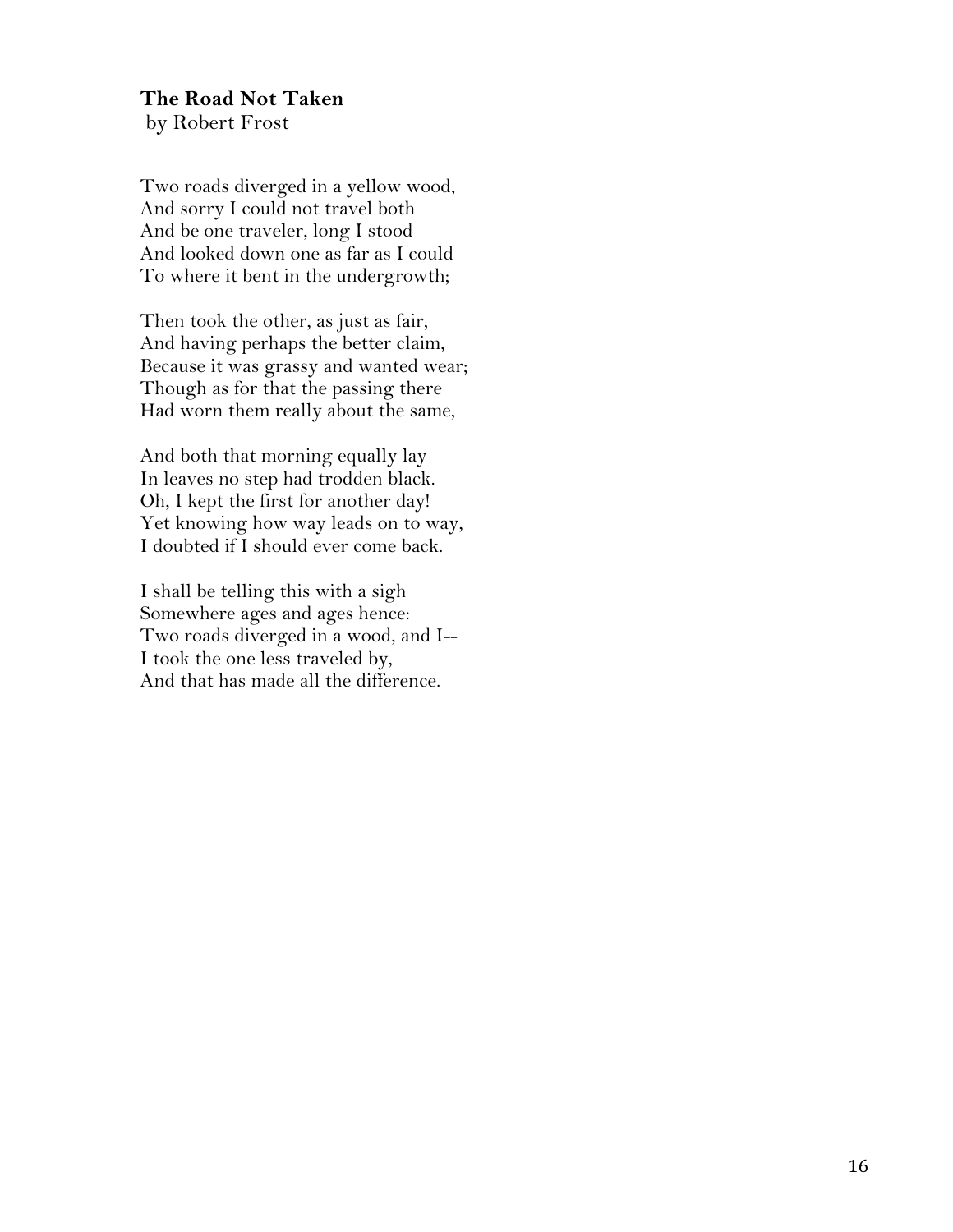**The Road Not Taken**
by Robert Frost

Two roads diverged in a yellow wood,
And sorry I could not travel both
And be one traveler, long I stood
And looked down one as far as I could
To where it bent in the undergrowth;

Then took the other, as just as fair,
And having perhaps the better claim,
Because it was grassy and wanted wear;
Though as for that the passing there
Had worn them really about the same,

And both that morning equally lay
In leaves no step had trodden black.
Oh, I kept the first for another day!
Yet knowing how way leads on to way,
I doubted if I should ever come back.

I shall be telling this with a sigh
Somewhere ages and ages hence:
Two roads diverged in a wood, and I--
I took the one less traveled by,
And that has made all the difference.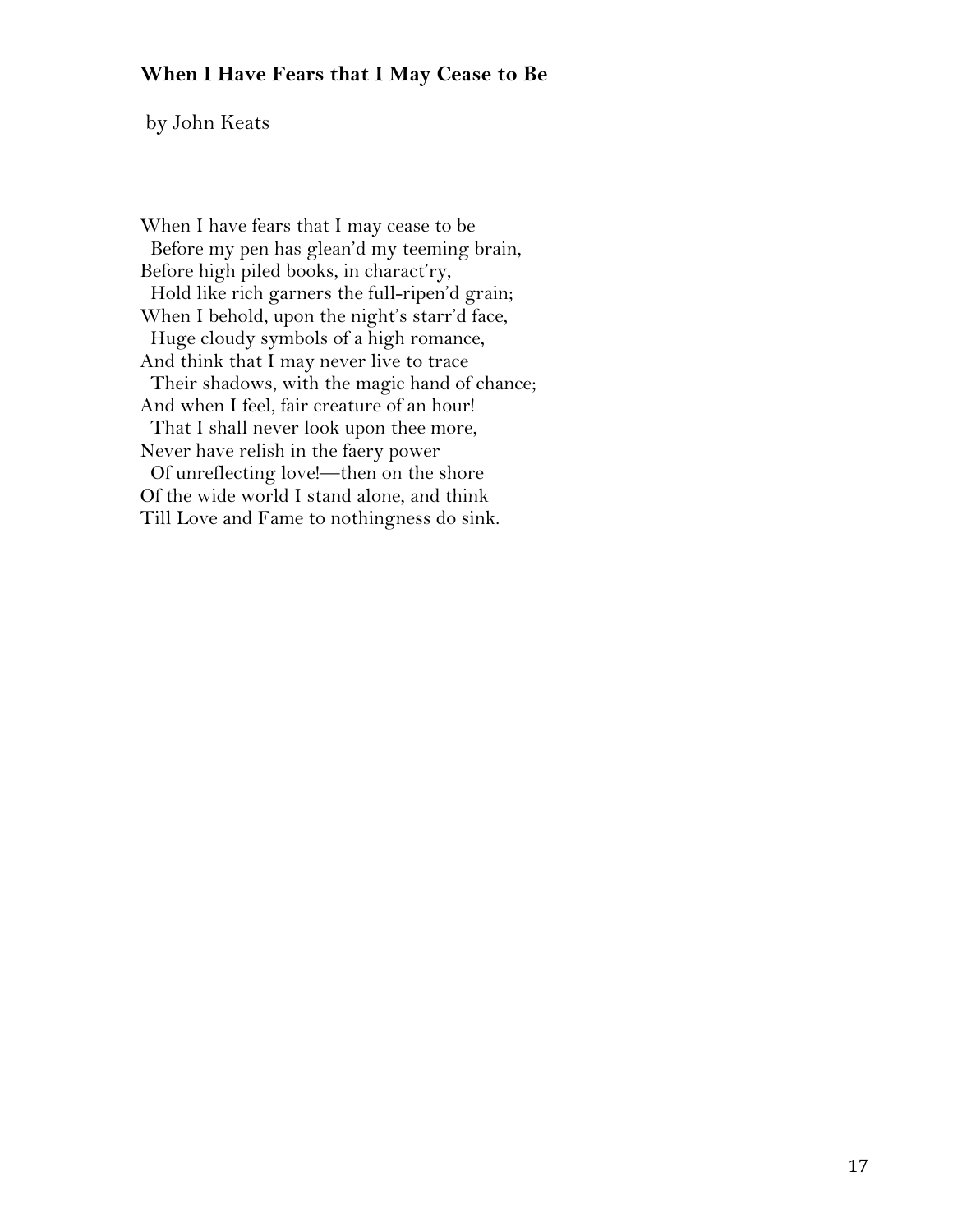**When I Have Fears that I May Cease to Be**

by John Keats

When I have fears that I may cease to be  
&nbsp;&nbsp;Before my pen has glean'd my teeming brain,  
Before high piled books, in charact'ry,  
&nbsp;&nbsp;Hold like rich garners the full-ripen'd grain;  
When I behold, upon the night's starr'd face,  
&nbsp;&nbsp;Huge cloudy symbols of a high romance,  
And think that I may never live to trace  
&nbsp;&nbsp;Their shadows, with the magic hand of chance;  
And when I feel, fair creature of an hour!  
&nbsp;&nbsp;That I shall never look upon thee more,  
Never have relish in the faery power  
&nbsp;&nbsp;Of unreflecting love!—then on the shore  
Of the wide world I stand alone, and think  
Till Love and Fame to nothingness do sink.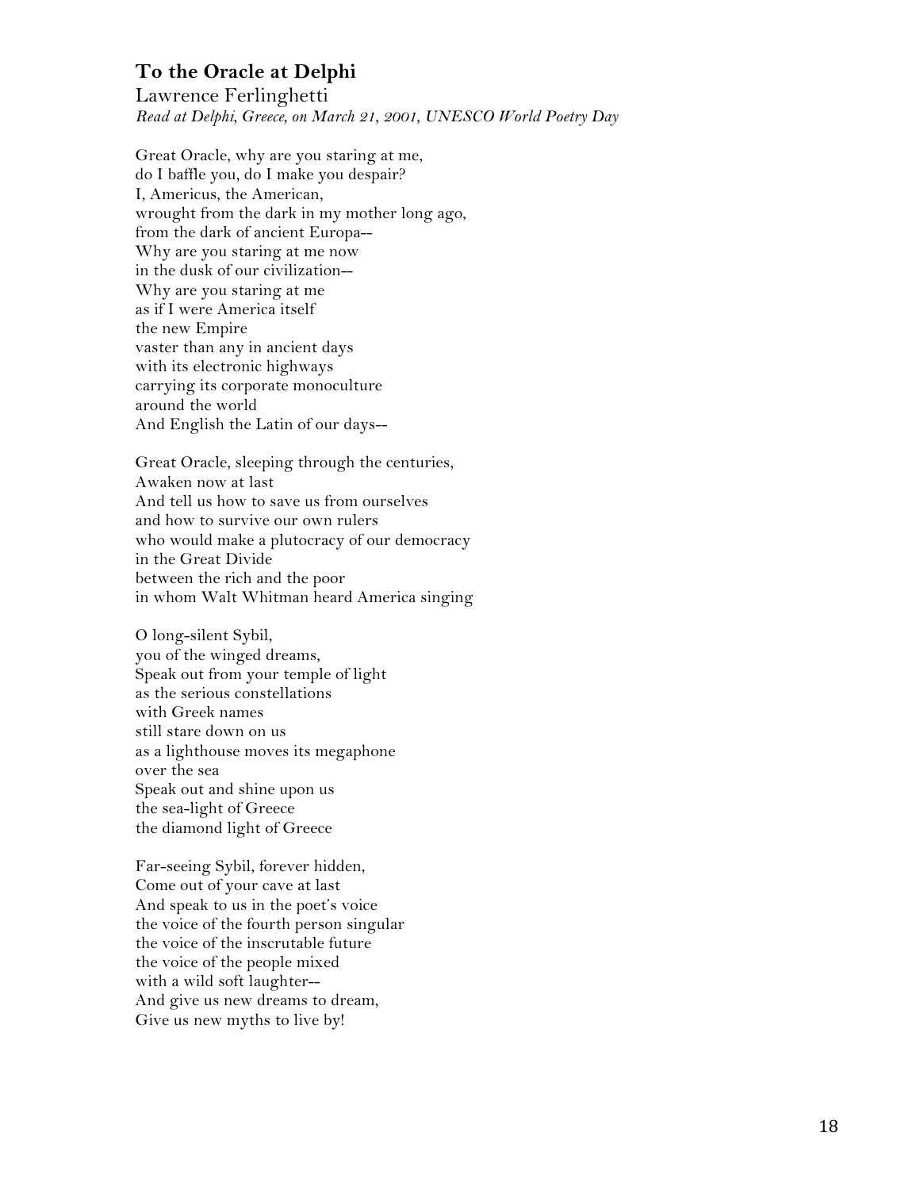## To the Oracle at Delphi

Lawrence Ferlinghetti

*Read at Delphi, Greece, on March 21, 2001, UNESCO World Poetry Day*

Great Oracle, why are you staring at me,  
do I baffle you, do I make you despair?  
I, Americus, the American,  
wrought from the dark in my mother long ago,  
from the dark of ancient Europa--  
Why are you staring at me now  
in the dusk of our civilization--  
Why are you staring at me  
as if I were America itself  
the new Empire  
vaster than any in ancient days  
with its electronic highways  
carrying its corporate monoculture  
around the world  
And English the Latin of our days--

Great Oracle, sleeping through the centuries,  
Awaken now at last  
And tell us how to save us from ourselves  
and how to survive our own rulers  
who would make a plutocracy of our democracy  
in the Great Divide  
between the rich and the poor  
in whom Walt Whitman heard America singing

O long-silent Sybil,  
you of the winged dreams,  
Speak out from your temple of light  
as the serious constellations  
with Greek names  
still stare down on us  
as a lighthouse moves its megaphone  
over the sea  
Speak out and shine upon us  
the sea-light of Greece  
the diamond light of Greece

Far-seeing Sybil, forever hidden,  
Come out of your cave at last  
And speak to us in the poet's voice  
the voice of the fourth person singular  
the voice of the inscrutable future  
the voice of the people mixed  
with a wild soft laughter--  
And give us new dreams to dream,  
Give us new myths to live by!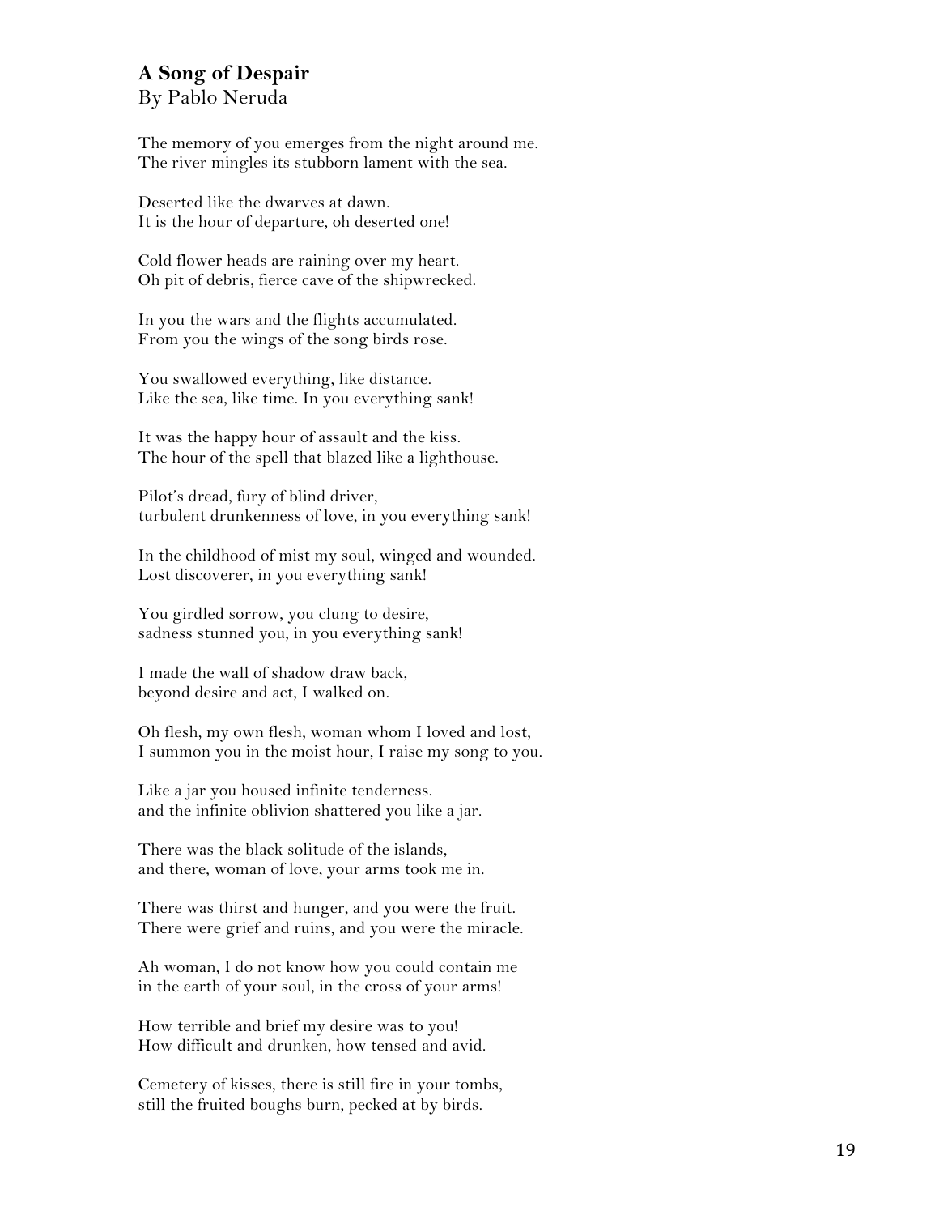## A Song of Despair

By Pablo Neruda

The memory of you emerges from the night around me.  
The river mingles its stubborn lament with the sea.

Deserted like the dwarves at dawn.  
It is the hour of departure, oh deserted one!

Cold flower heads are raining over my heart.  
Oh pit of debris, fierce cave of the shipwrecked.

In you the wars and the flights accumulated.  
From you the wings of the song birds rose.

You swallowed everything, like distance.  
Like the sea, like time. In you everything sank!

It was the happy hour of assault and the kiss.  
The hour of the spell that blazed like a lighthouse.

Pilot's dread, fury of blind driver,  
turbulent drunkenness of love, in you everything sank!

In the childhood of mist my soul, winged and wounded.  
Lost discoverer, in you everything sank!

You girdled sorrow, you clung to desire,  
sadness stunned you, in you everything sank!

I made the wall of shadow draw back,  
beyond desire and act, I walked on.

Oh flesh, my own flesh, woman whom I loved and lost,  
I summon you in the moist hour, I raise my song to you.

Like a jar you housed infinite tenderness.  
and the infinite oblivion shattered you like a jar.

There was the black solitude of the islands,  
and there, woman of love, your arms took me in.

There was thirst and hunger, and you were the fruit.  
There were grief and ruins, and you were the miracle.

Ah woman, I do not know how you could contain me  
in the earth of your soul, in the cross of your arms!

How terrible and brief my desire was to you!  
How difficult and drunken, how tensed and avid.

Cemetery of kisses, there is still fire in your tombs,  
still the fruited boughs burn, pecked at by birds.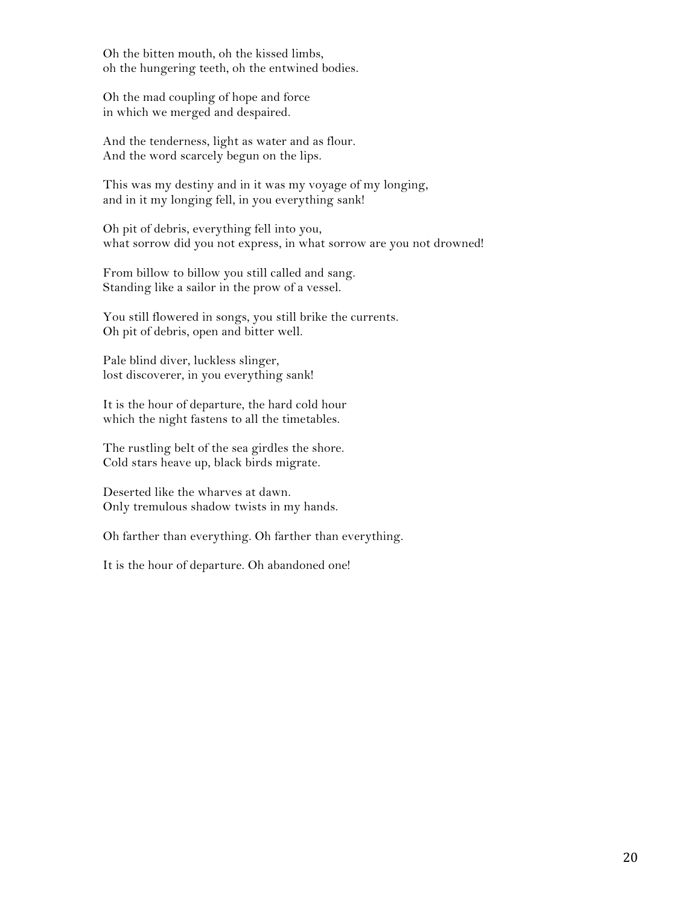Oh the bitten mouth, oh the kissed limbs,
oh the hungering teeth, oh the entwined bodies.

Oh the mad coupling of hope and force
in which we merged and despaired.

And the tenderness, light as water and as flour.
And the word scarcely begun on the lips.

This was my destiny and in it was my voyage of my longing,
and in it my longing fell, in you everything sank!

Oh pit of debris, everything fell into you,
what sorrow did you not express, in what sorrow are you not drowned!

From billow to billow you still called and sang.
Standing like a sailor in the prow of a vessel.

You still flowered in songs, you still brike the currents.
Oh pit of debris, open and bitter well.

Pale blind diver, luckless slinger,
lost discoverer, in you everything sank!

It is the hour of departure, the hard cold hour
which the night fastens to all the timetables.

The rustling belt of the sea girdles the shore.
Cold stars heave up, black birds migrate.

Deserted like the wharves at dawn.
Only tremulous shadow twists in my hands.

Oh farther than everything. Oh farther than everything.

It is the hour of departure. Oh abandoned one!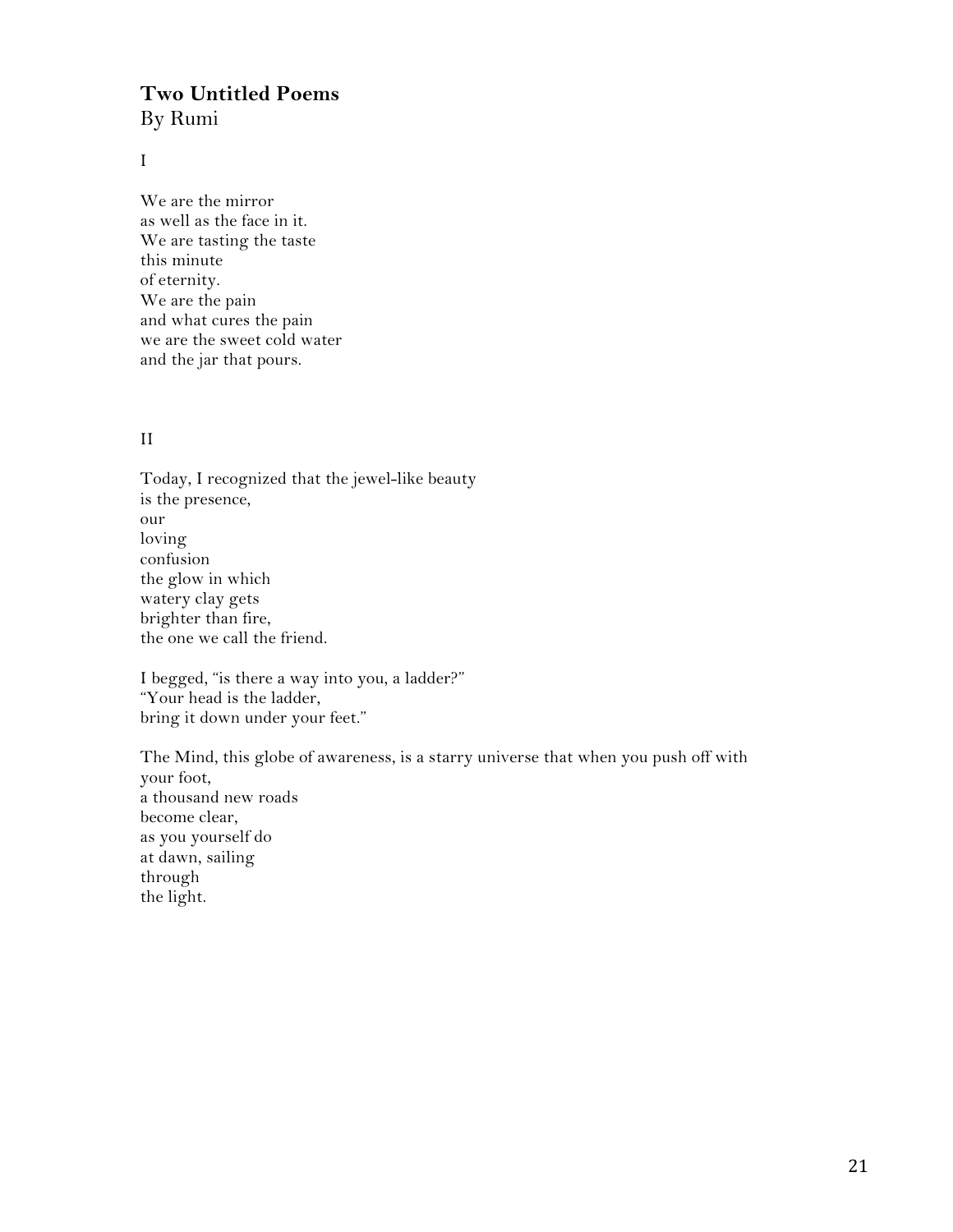## Two Untitled Poems

By Rumi

I

We are the mirror  
as well as the face in it.  
We are tasting the taste  
this minute  
of eternity.  
We are the pain  
and what cures the pain  
we are the sweet cold water  
and the jar that pours.

II

Today, I recognized that the jewel-like beauty  
is the presence,  
our  
loving  
confusion  
the glow in which  
watery clay gets  
brighter than fire,  
the one we call the friend.

I begged, "is there a way into you, a ladder?"  
"Your head is the ladder,  
bring it down under your feet."

The Mind, this globe of awareness, is a starry universe that when you push off with  
your foot,  
a thousand new roads  
become clear,  
as you yourself do  
at dawn, sailing  
through  
the light.